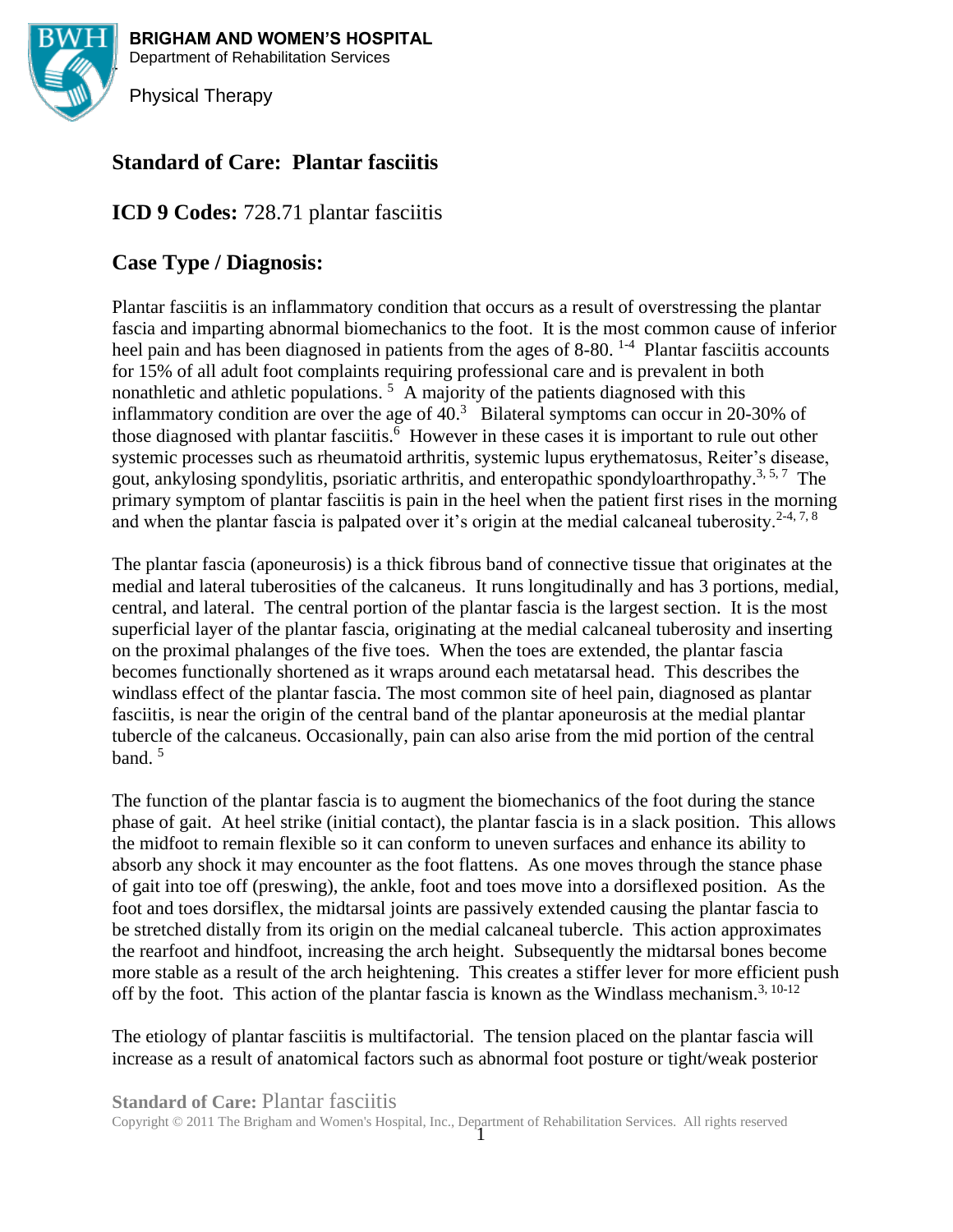**BRIGHAM AND WOMEN'S HOSPITAL**
Department of Rehabilitation Services

Physical Therapy

# Standard of Care: Plantar fasciitis

## ICD 9 Codes: 728.71 plantar fasciitis

## Case Type / Diagnosis:

Plantar fasciitis is an inflammatory condition that occurs as a result of overstressing the plantar fascia and imparting abnormal biomechanics to the foot. It is the most common cause of inferior heel pain and has been diagnosed in patients from the ages of 8-80.[1-4] Plantar fasciitis accounts for 15% of all adult foot complaints requiring professional care and is prevalent in both nonathletic and athletic populations.[5] A majority of the patients diagnosed with this inflammatory condition are over the age of 40.[3] Bilateral symptoms can occur in 20-30% of those diagnosed with plantar fasciitis.[6] However in these cases it is important to rule out other systemic processes such as rheumatoid arthritis, systemic lupus erythematosus, Reiter's disease, gout, ankylosing spondylitis, psoriatic arthritis, and enteropathic spondyloarthropathy.[3, 5, 7] The primary symptom of plantar fasciitis is pain in the heel when the patient first rises in the morning and when the plantar fascia is palpated over it's origin at the medial calcaneal tuberosity.[2-4, 7, 8]

The plantar fascia (aponeurosis) is a thick fibrous band of connective tissue that originates at the medial and lateral tuberosities of the calcaneus. It runs longitudinally and has 3 portions, medial, central, and lateral. The central portion of the plantar fascia is the largest section. It is the most superficial layer of the plantar fascia, originating at the medial calcaneal tuberosity and inserting on the proximal phalanges of the five toes. When the toes are extended, the plantar fascia becomes functionally shortened as it wraps around each metatarsal head. This describes the windlass effect of the plantar fascia. The most common site of heel pain, diagnosed as plantar fasciitis, is near the origin of the central band of the plantar aponeurosis at the medial plantar tubercle of the calcaneus. Occasionally, pain can also arise from the mid portion of the central band.[5]

The function of the plantar fascia is to augment the biomechanics of the foot during the stance phase of gait. At heel strike (initial contact), the plantar fascia is in a slack position. This allows the midfoot to remain flexible so it can conform to uneven surfaces and enhance its ability to absorb any shock it may encounter as the foot flattens. As one moves through the stance phase of gait into toe off (preswing), the ankle, foot and toes move into a dorsiflexed position. As the foot and toes dorsiflex, the midtarsal joints are passively extended causing the plantar fascia to be stretched distally from its origin on the medial calcaneal tubercle. This action approximates the rearfoot and hindfoot, increasing the arch height. Subsequently the midtarsal bones become more stable as a result of the arch heightening. This creates a stiffer lever for more efficient push off by the foot. This action of the plantar fascia is known as the Windlass mechanism.[3, 10-12]

The etiology of plantar fasciitis is multifactorial. The tension placed on the plantar fascia will increase as a result of anatomical factors such as abnormal foot posture or tight/weak posterior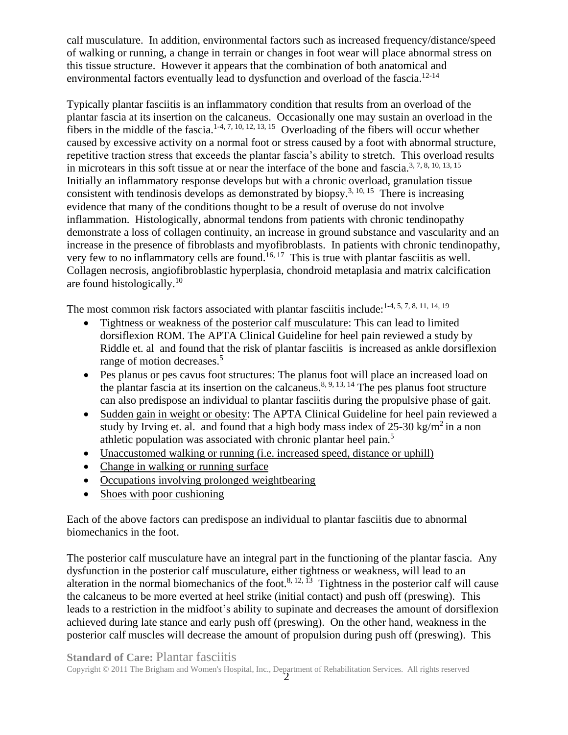calf musculature. In addition, environmental factors such as increased frequency/distance/speed of walking or running, a change in terrain or changes in foot wear will place abnormal stress on this tissue structure. However it appears that the combination of both anatomical and environmental factors eventually lead to dysfunction and overload of the fascia.[12-14]

Typically plantar fasciitis is an inflammatory condition that results from an overload of the plantar fascia at its insertion on the calcaneus. Occasionally one may sustain an overload in the fibers in the middle of the fascia.[1-4, 7, 10, 12, 13, 15] Overloading of the fibers will occur whether caused by excessive activity on a normal foot or stress caused by a foot with abnormal structure, repetitive traction stress that exceeds the plantar fascia's ability to stretch. This overload results in microtears in this soft tissue at or near the interface of the bone and fascia.[3, 7, 8, 10, 13, 15] Initially an inflammatory response develops but with a chronic overload, granulation tissue consistent with tendinosis develops as demonstrated by biopsy.[3, 10, 15] There is increasing evidence that many of the conditions thought to be a result of overuse do not involve inflammation. Histologically, abnormal tendons from patients with chronic tendinopathy demonstrate a loss of collagen continuity, an increase in ground substance and vascularity and an increase in the presence of fibroblasts and myofibroblasts. In patients with chronic tendinopathy, very few to no inflammatory cells are found.[16, 17] This is true with plantar fasciitis as well. Collagen necrosis, angiofibroblastic hyperplasia, chondroid metaplasia and matrix calcification are found histologically.[10]

The most common risk factors associated with plantar fasciitis include:[1-4, 5, 7, 8, 11, 14, 19]

- Tightness or weakness of the posterior calf musculature: This can lead to limited dorsiflexion ROM. The APTA Clinical Guideline for heel pain reviewed a study by Riddle et. al and found that the risk of plantar fasciitis is increased as ankle dorsiflexion range of motion decreases.[5]
- Pes planus or pes cavus foot structures: The planus foot will place an increased load on the plantar fascia at its insertion on the calcaneus.[8, 9, 13, 14] The pes planus foot structure can also predispose an individual to plantar fasciitis during the propulsive phase of gait.
- Sudden gain in weight or obesity: The APTA Clinical Guideline for heel pain reviewed a study by Irving et. al. and found that a high body mass index of 25-30 kg/$m^2$ in a non athletic population was associated with chronic plantar heel pain.[5]
- Unaccustomed walking or running (i.e. increased speed, distance or uphill)
- Change in walking or running surface
- Occupations involving prolonged weightbearing
- Shoes with poor cushioning

Each of the above factors can predispose an individual to plantar fasciitis due to abnormal biomechanics in the foot.

The posterior calf musculature have an integral part in the functioning of the plantar fascia. Any dysfunction in the posterior calf musculature, either tightness or weakness, will lead to an alteration in the normal biomechanics of the foot.[8, 12, 13] Tightness in the posterior calf will cause the calcaneus to be more everted at heel strike (initial contact) and push off (preswing). This leads to a restriction in the midfoot's ability to supinate and decreases the amount of dorsiflexion achieved during late stance and early push off (preswing). On the other hand, weakness in the posterior calf muscles will decrease the amount of propulsion during push off (preswing). This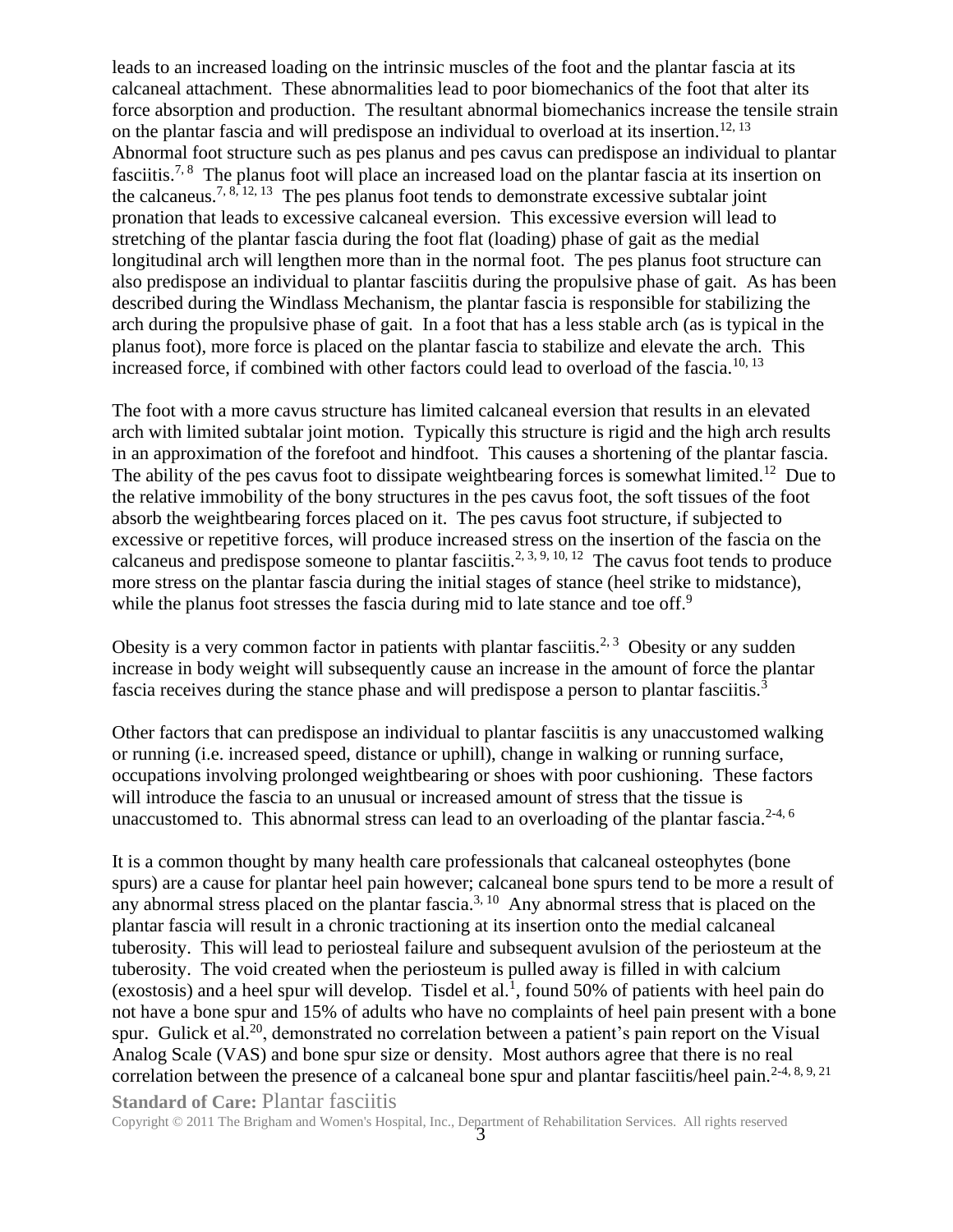leads to an increased loading on the intrinsic muscles of the foot and the plantar fascia at its calcaneal attachment. These abnormalities lead to poor biomechanics of the foot that alter its force absorption and production. The resultant abnormal biomechanics increase the tensile strain on the plantar fascia and will predispose an individual to overload at its insertion.[12, 13] Abnormal foot structure such as pes planus and pes cavus can predispose an individual to plantar fasciitis.[7, 8] The planus foot will place an increased load on the plantar fascia at its insertion on the calcaneus.[7, 8, 12, 13] The pes planus foot tends to demonstrate excessive subtalar joint pronation that leads to excessive calcaneal eversion. This excessive eversion will lead to stretching of the plantar fascia during the foot flat (loading) phase of gait as the medial longitudinal arch will lengthen more than in the normal foot. The pes planus foot structure can also predispose an individual to plantar fasciitis during the propulsive phase of gait. As has been described during the Windlass Mechanism, the plantar fascia is responsible for stabilizing the arch during the propulsive phase of gait. In a foot that has a less stable arch (as is typical in the planus foot), more force is placed on the plantar fascia to stabilize and elevate the arch. This increased force, if combined with other factors could lead to overload of the fascia.[10, 13]

The foot with a more cavus structure has limited calcaneal eversion that results in an elevated arch with limited subtalar joint motion. Typically this structure is rigid and the high arch results in an approximation of the forefoot and hindfoot. This causes a shortening of the plantar fascia. The ability of the pes cavus foot to dissipate weightbearing forces is somewhat limited.[12] Due to the relative immobility of the bony structures in the pes cavus foot, the soft tissues of the foot absorb the weightbearing forces placed on it. The pes cavus foot structure, if subjected to excessive or repetitive forces, will produce increased stress on the insertion of the fascia on the calcaneus and predispose someone to plantar fasciitis.[2, 3, 9, 10, 12] The cavus foot tends to produce more stress on the plantar fascia during the initial stages of stance (heel strike to midstance), while the planus foot stresses the fascia during mid to late stance and toe off.[9]

Obesity is a very common factor in patients with plantar fasciitis.[2, 3] Obesity or any sudden increase in body weight will subsequently cause an increase in the amount of force the plantar fascia receives during the stance phase and will predispose a person to plantar fasciitis.[3]

Other factors that can predispose an individual to plantar fasciitis is any unaccustomed walking or running (i.e. increased speed, distance or uphill), change in walking or running surface, occupations involving prolonged weightbearing or shoes with poor cushioning. These factors will introduce the fascia to an unusual or increased amount of stress that the tissue is unaccustomed to. This abnormal stress can lead to an overloading of the plantar fascia.[2-4, 6]

It is a common thought by many health care professionals that calcaneal osteophytes (bone spurs) are a cause for plantar heel pain however; calcaneal bone spurs tend to be more a result of any abnormal stress placed on the plantar fascia.[3, 10] Any abnormal stress that is placed on the plantar fascia will result in a chronic tractioning at its insertion onto the medial calcaneal tuberosity. This will lead to periosteal failure and subsequent avulsion of the periosteum at the tuberosity. The void created when the periosteum is pulled away is filled in with calcium (exostosis) and a heel spur will develop. Tisdel et al.[1], found 50% of patients with heel pain do not have a bone spur and 15% of adults who have no complaints of heel pain present with a bone spur. Gulick et al.[20], demonstrated no correlation between a patient's pain report on the Visual Analog Scale (VAS) and bone spur size or density. Most authors agree that there is no real correlation between the presence of a calcaneal bone spur and plantar fasciitis/heel pain.[2-4, 8, 9, 21]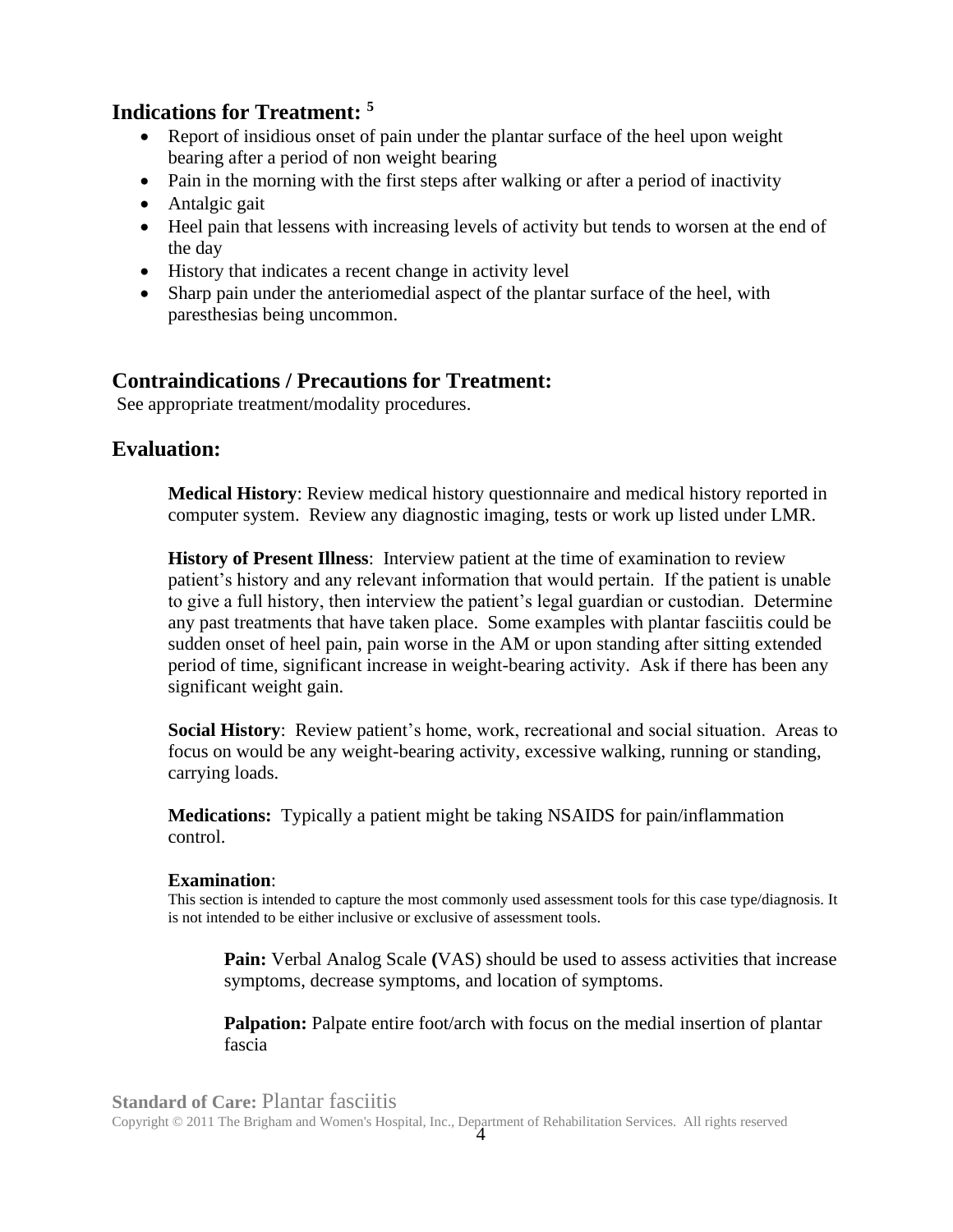## Indications for Treatment: [5]

- Report of insidious onset of pain under the plantar surface of the heel upon weight bearing after a period of non weight bearing
- Pain in the morning with the first steps after walking or after a period of inactivity
- Antalgic gait
- Heel pain that lessens with increasing levels of activity but tends to worsen at the end of the day
- History that indicates a recent change in activity level
- Sharp pain under the anteriomedial aspect of the plantar surface of the heel, with paresthesias being uncommon.

## Contraindications / Precautions for Treatment:

See appropriate treatment/modality procedures.

## Evaluation:

**Medical History**: Review medical history questionnaire and medical history reported in computer system. Review any diagnostic imaging, tests or work up listed under LMR.

**History of Present Illness**: Interview patient at the time of examination to review patient's history and any relevant information that would pertain. If the patient is unable to give a full history, then interview the patient's legal guardian or custodian. Determine any past treatments that have taken place. Some examples with plantar fasciitis could be sudden onset of heel pain, pain worse in the AM or upon standing after sitting extended period of time, significant increase in weight-bearing activity. Ask if there has been any significant weight gain.

**Social History**: Review patient's home, work, recreational and social situation. Areas to focus on would be any weight-bearing activity, excessive walking, running or standing, carrying loads.

**Medications:** Typically a patient might be taking NSAIDS for pain/inflammation control.

**Examination**:
This section is intended to capture the most commonly used assessment tools for this case type/diagnosis. It is not intended to be either inclusive or exclusive of assessment tools.

**Pain:** Verbal Analog Scale **(**VAS) should be used to assess activities that increase symptoms, decrease symptoms, and location of symptoms.

**Palpation:** Palpate entire foot/arch with focus on the medial insertion of plantar fascia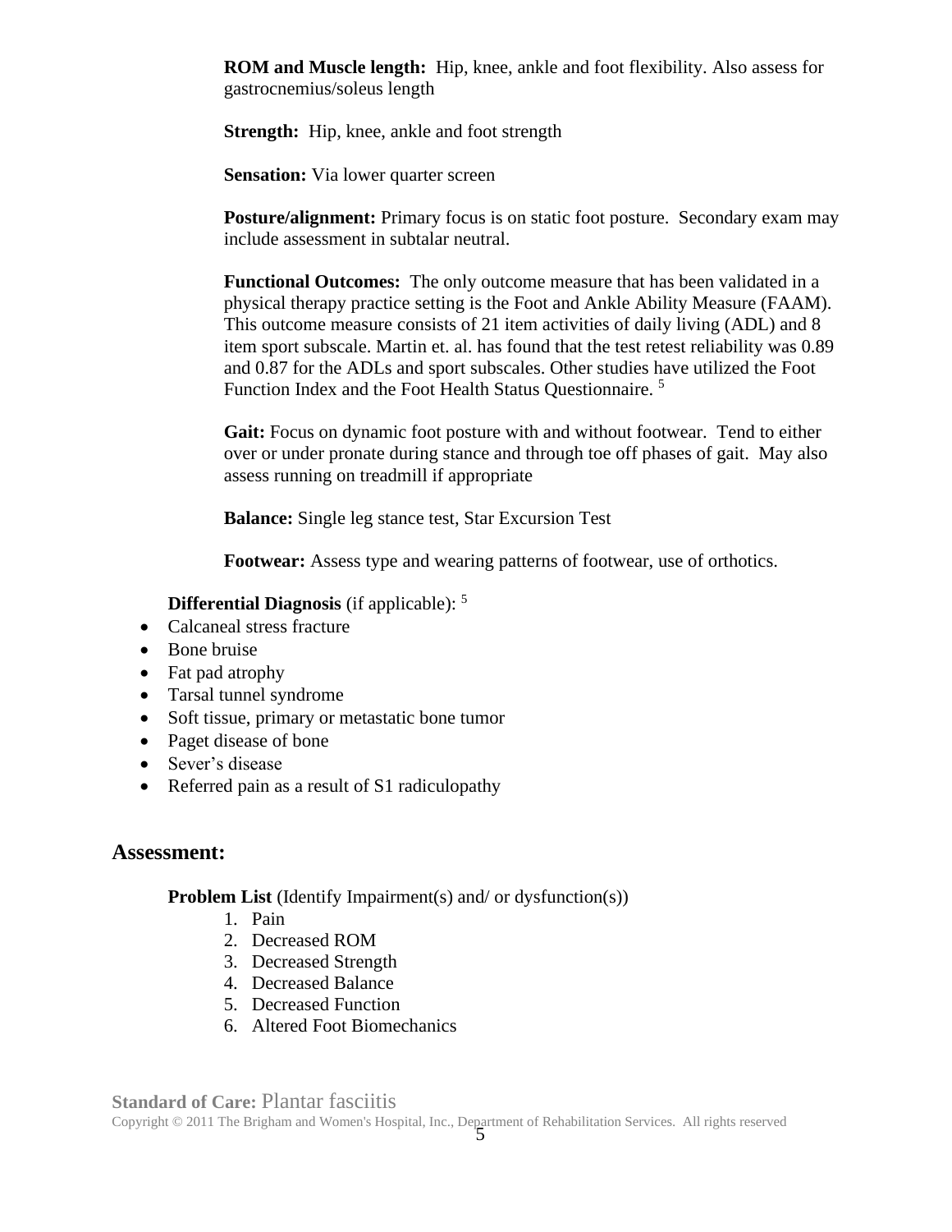**ROM and Muscle length:** Hip, knee, ankle and foot flexibility. Also assess for gastrocnemius/soleus length

**Strength:** Hip, knee, ankle and foot strength

**Sensation:** Via lower quarter screen

**Posture/alignment:** Primary focus is on static foot posture. Secondary exam may include assessment in subtalar neutral.

**Functional Outcomes:** The only outcome measure that has been validated in a physical therapy practice setting is the Foot and Ankle Ability Measure (FAAM). This outcome measure consists of 21 item activities of daily living (ADL) and 8 item sport subscale. Martin et. al. has found that the test retest reliability was 0.89 and 0.87 for the ADLs and sport subscales. Other studies have utilized the Foot Function Index and the Foot Health Status Questionnaire. [5]

**Gait:** Focus on dynamic foot posture with and without footwear. Tend to either over or under pronate during stance and through toe off phases of gait. May also assess running on treadmill if appropriate

**Balance:** Single leg stance test, Star Excursion Test

**Footwear:** Assess type and wearing patterns of footwear, use of orthotics.

**Differential Diagnosis** (if applicable): [5]

- Calcaneal stress fracture
- Bone bruise
- Fat pad atrophy
- Tarsal tunnel syndrome
- Soft tissue, primary or metastatic bone tumor
- Paget disease of bone
- Sever's disease
- Referred pain as a result of S1 radiculopathy

## Assessment:

**Problem List** (Identify Impairment(s) and/ or dysfunction(s))

1. Pain
2. Decreased ROM
3. Decreased Strength
4. Decreased Balance
5. Decreased Function
6. Altered Foot Biomechanics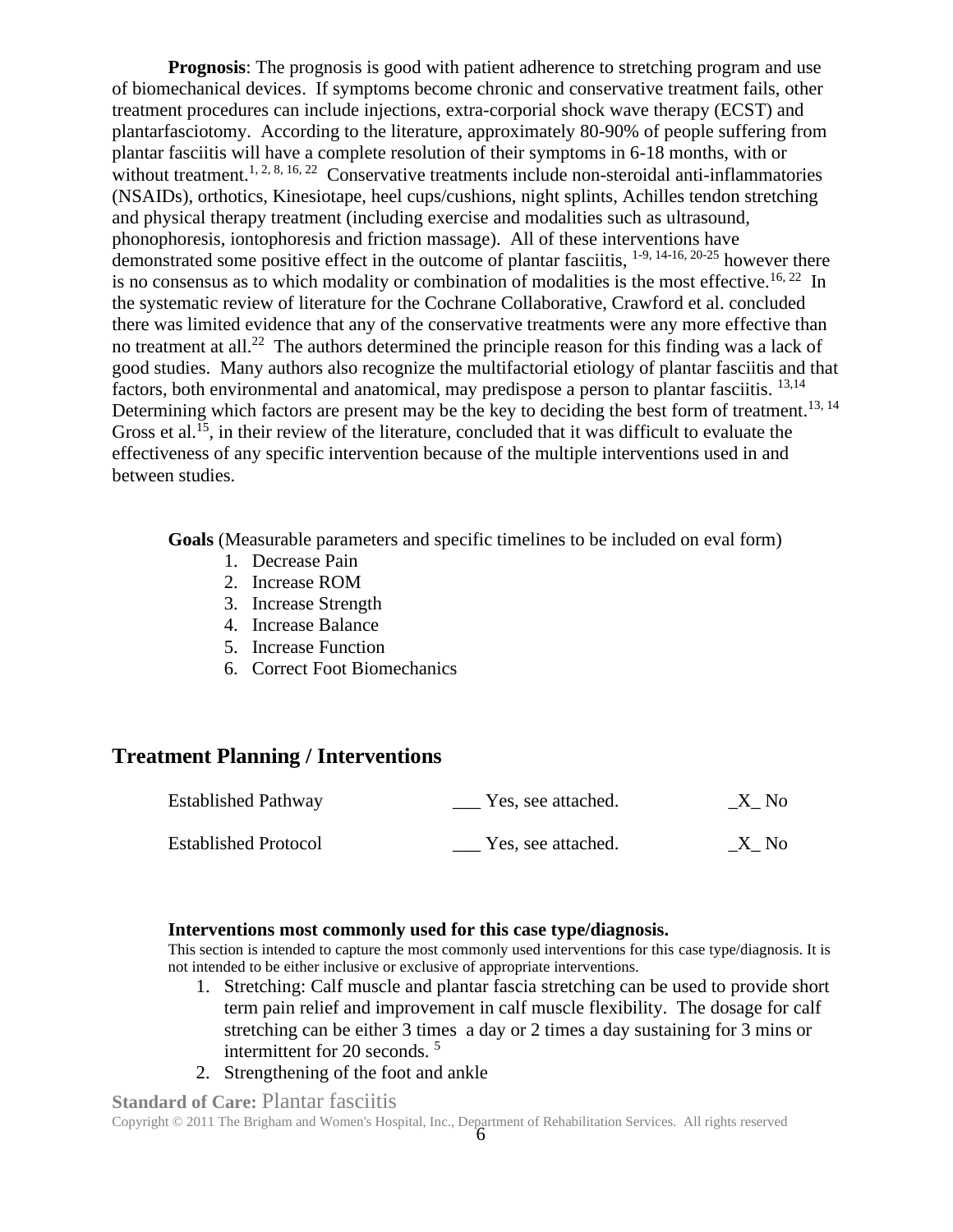**Prognosis**: The prognosis is good with patient adherence to stretching program and use of biomechanical devices. If symptoms become chronic and conservative treatment fails, other treatment procedures can include injections, extra-corporial shock wave therapy (ECST) and plantarfasciotomy. According to the literature, approximately 80-90% of people suffering from plantar fasciitis will have a complete resolution of their symptoms in 6-18 months, with or without treatment.[1, 2, 8, 16, 22] Conservative treatments include non-steroidal anti-inflammatories (NSAIDs), orthotics, Kinesiotape, heel cups/cushions, night splints, Achilles tendon stretching and physical therapy treatment (including exercise and modalities such as ultrasound, phonophoresis, iontophoresis and friction massage). All of these interventions have demonstrated some positive effect in the outcome of plantar fasciitis, [1-9, 14-16, 20-25] however there is no consensus as to which modality or combination of modalities is the most effective.[16, 22] In the systematic review of literature for the Cochrane Collaborative, Crawford et al. concluded there was limited evidence that any of the conservative treatments were any more effective than no treatment at all.[22] The authors determined the principle reason for this finding was a lack of good studies. Many authors also recognize the multifactorial etiology of plantar fasciitis and that factors, both environmental and anatomical, may predispose a person to plantar fasciitis. [13,14] Determining which factors are present may be the key to deciding the best form of treatment.[13, 14] Gross et al.[15], in their review of the literature, concluded that it was difficult to evaluate the effectiveness of any specific intervention because of the multiple interventions used in and between studies.

**Goals** (Measurable parameters and specific timelines to be included on eval form)

1. Decrease Pain
2. Increase ROM
3. Increase Strength
4. Increase Balance
5. Increase Function
6. Correct Foot Biomechanics

## Treatment Planning / Interventions

| | | |
|---|---|---|
| Established Pathway | ___ Yes, see attached. | _X_ No |
| Established Protocol | ___ Yes, see attached. | _X_ No |

**Interventions most commonly used for this case type/diagnosis.**

This section is intended to capture the most commonly used interventions for this case type/diagnosis. It is not intended to be either inclusive or exclusive of appropriate interventions.

1. Stretching: Calf muscle and plantar fascia stretching can be used to provide short term pain relief and improvement in calf muscle flexibility. The dosage for calf stretching can be either 3 times a day or 2 times a day sustaining for 3 mins or intermittent for 20 seconds. [5]
2. Strengthening of the foot and ankle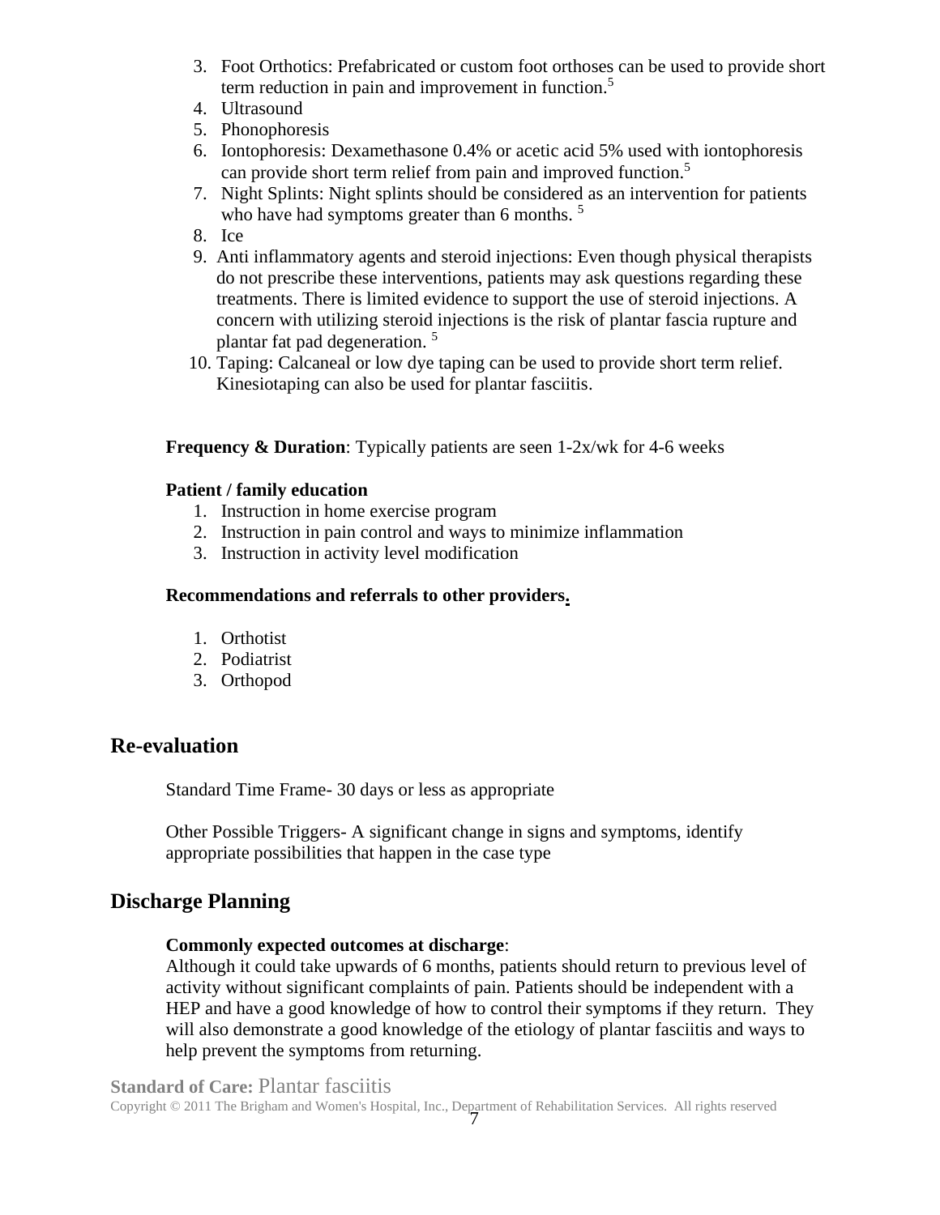3. Foot Orthotics: Prefabricated or custom foot orthoses can be used to provide short term reduction in pain and improvement in function.[5]
4. Ultrasound
5. Phonophoresis
6. Iontophoresis: Dexamethasone 0.4% or acetic acid 5% used with iontophoresis can provide short term relief from pain and improved function.[5]
7. Night Splints: Night splints should be considered as an intervention for patients who have had symptoms greater than 6 months. [5]
8. Ice
9. Anti inflammatory agents and steroid injections: Even though physical therapists do not prescribe these interventions, patients may ask questions regarding these treatments. There is limited evidence to support the use of steroid injections. A concern with utilizing steroid injections is the risk of plantar fascia rupture and plantar fat pad degeneration. [5]
10. Taping: Calcaneal or low dye taping can be used to provide short term relief. Kinesiotaping can also be used for plantar fasciitis.

**Frequency & Duration**: Typically patients are seen 1-2x/wk for 4-6 weeks

**Patient / family education**

1. Instruction in home exercise program
2. Instruction in pain control and ways to minimize inflammation
3. Instruction in activity level modification

**Recommendations and referrals to other providers.**

1. Orthotist
2. Podiatrist
3. Orthopod

## Re-evaluation

Standard Time Frame- 30 days or less as appropriate

Other Possible Triggers- A significant change in signs and symptoms, identify appropriate possibilities that happen in the case type

## Discharge Planning

**Commonly expected outcomes at discharge**:
Although it could take upwards of 6 months, patients should return to previous level of activity without significant complaints of pain. Patients should be independent with a HEP and have a good knowledge of how to control their symptoms if they return. They will also demonstrate a good knowledge of the etiology of plantar fasciitis and ways to help prevent the symptoms from returning.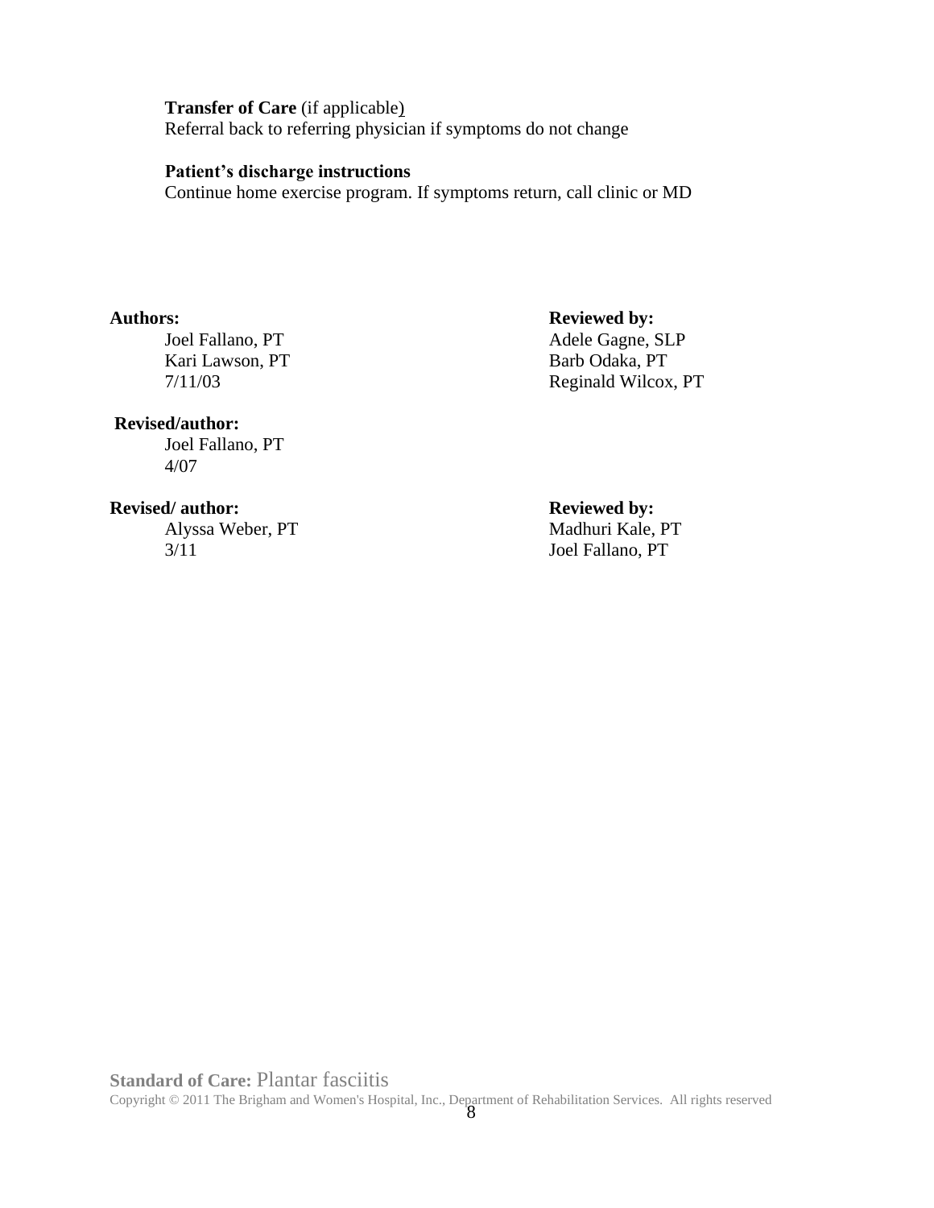**Transfer of Care** (if applicable)
Referral back to referring physician if symptoms do not change

**Patient's discharge instructions**
Continue home exercise program. If symptoms return, call clinic or MD

**Authors:**
Joel Fallano, PT
Kari Lawson, PT
7/11/03

**Reviewed by:**
Adele Gagne, SLP
Barb Odaka, PT
Reginald Wilcox, PT

**Revised/author:**
Joel Fallano, PT
4/07

**Revised/ author:**
Alyssa Weber, PT
3/11

**Reviewed by:**
Madhuri Kale, PT
Joel Fallano, PT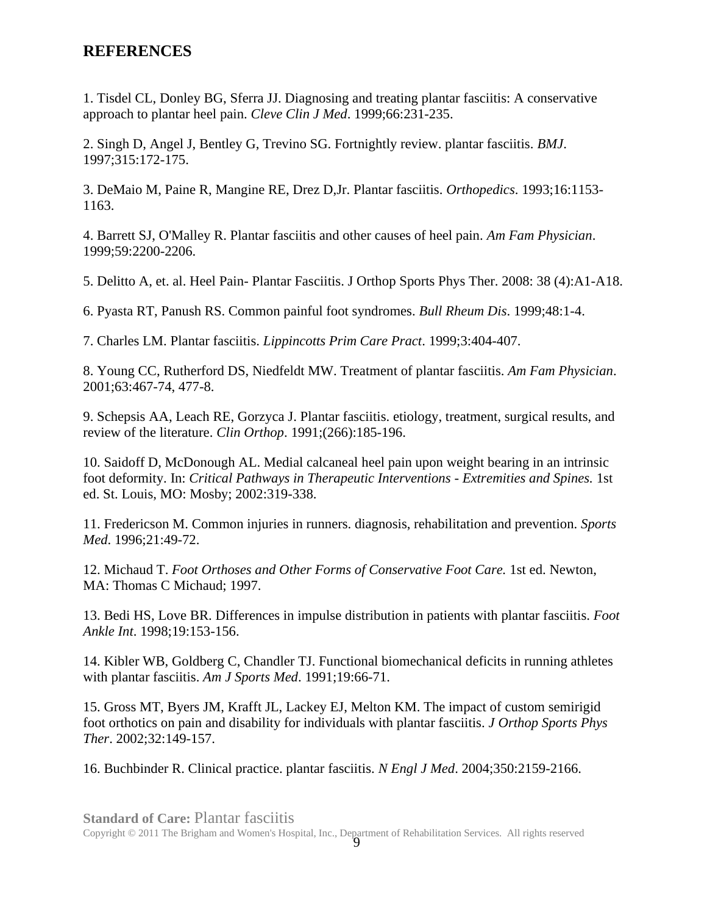## REFERENCES

1. Tisdel CL, Donley BG, Sferra JJ. Diagnosing and treating plantar fasciitis: A conservative approach to plantar heel pain. *Cleve Clin J Med*. 1999;66:231-235.

2. Singh D, Angel J, Bentley G, Trevino SG. Fortnightly review. plantar fasciitis. *BMJ*. 1997;315:172-175.

3. DeMaio M, Paine R, Mangine RE, Drez D,Jr. Plantar fasciitis. *Orthopedics*. 1993;16:1153-1163.

4. Barrett SJ, O'Malley R. Plantar fasciitis and other causes of heel pain. *Am Fam Physician*. 1999;59:2200-2206.

5. Delitto A, et. al. Heel Pain- Plantar Fasciitis. J Orthop Sports Phys Ther. 2008: 38 (4):A1-A18.

6. Pyasta RT, Panush RS. Common painful foot syndromes. *Bull Rheum Dis*. 1999;48:1-4.

7. Charles LM. Plantar fasciitis. *Lippincotts Prim Care Pract*. 1999;3:404-407.

8. Young CC, Rutherford DS, Niedfeldt MW. Treatment of plantar fasciitis. *Am Fam Physician*. 2001;63:467-74, 477-8.

9. Schepsis AA, Leach RE, Gorzyca J. Plantar fasciitis. etiology, treatment, surgical results, and review of the literature. *Clin Orthop*. 1991;(266):185-196.

10. Saidoff D, McDonough AL. Medial calcaneal heel pain upon weight bearing in an intrinsic foot deformity. In: *Critical Pathways in Therapeutic Interventions - Extremities and Spines.* 1st ed. St. Louis, MO: Mosby; 2002:319-338.

11. Fredericson M. Common injuries in runners. diagnosis, rehabilitation and prevention. *Sports Med*. 1996;21:49-72.

12. Michaud T. *Foot Orthoses and Other Forms of Conservative Foot Care.* 1st ed. Newton, MA: Thomas C Michaud; 1997.

13. Bedi HS, Love BR. Differences in impulse distribution in patients with plantar fasciitis. *Foot Ankle Int*. 1998;19:153-156.

14. Kibler WB, Goldberg C, Chandler TJ. Functional biomechanical deficits in running athletes with plantar fasciitis. *Am J Sports Med*. 1991;19:66-71.

15. Gross MT, Byers JM, Krafft JL, Lackey EJ, Melton KM. The impact of custom semirigid foot orthotics on pain and disability for individuals with plantar fasciitis. *J Orthop Sports Phys Ther*. 2002;32:149-157.

16. Buchbinder R. Clinical practice. plantar fasciitis. *N Engl J Med*. 2004;350:2159-2166.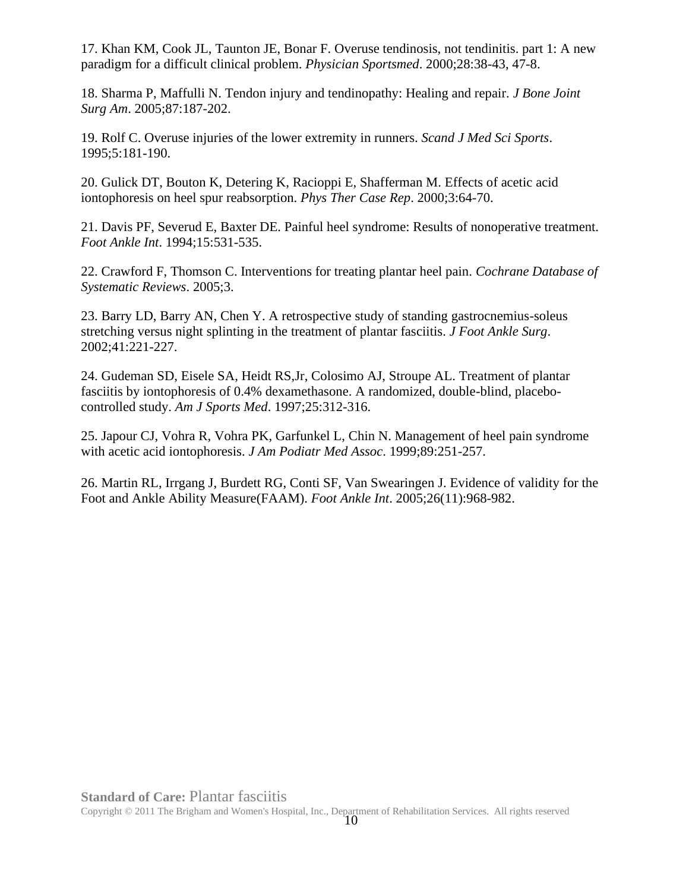17. Khan KM, Cook JL, Taunton JE, Bonar F. Overuse tendinosis, not tendinitis. part 1: A new paradigm for a difficult clinical problem. *Physician Sportsmed*. 2000;28:38-43, 47-8.

18. Sharma P, Maffulli N. Tendon injury and tendinopathy: Healing and repair. *J Bone Joint Surg Am*. 2005;87:187-202.

19. Rolf C. Overuse injuries of the lower extremity in runners. *Scand J Med Sci Sports*. 1995;5:181-190.

20. Gulick DT, Bouton K, Detering K, Racioppi E, Shafferman M. Effects of acetic acid iontophoresis on heel spur reabsorption. *Phys Ther Case Rep*. 2000;3:64-70.

21. Davis PF, Severud E, Baxter DE. Painful heel syndrome: Results of nonoperative treatment. *Foot Ankle Int*. 1994;15:531-535.

22. Crawford F, Thomson C. Interventions for treating plantar heel pain. *Cochrane Database of Systematic Reviews*. 2005;3.

23. Barry LD, Barry AN, Chen Y. A retrospective study of standing gastrocnemius-soleus stretching versus night splinting in the treatment of plantar fasciitis. *J Foot Ankle Surg*. 2002;41:221-227.

24. Gudeman SD, Eisele SA, Heidt RS,Jr, Colosimo AJ, Stroupe AL. Treatment of plantar fasciitis by iontophoresis of 0.4% dexamethasone. A randomized, double-blind, placebo-controlled study. *Am J Sports Med*. 1997;25:312-316.

25. Japour CJ, Vohra R, Vohra PK, Garfunkel L, Chin N. Management of heel pain syndrome with acetic acid iontophoresis. *J Am Podiatr Med Assoc*. 1999;89:251-257.

26. Martin RL, Irrgang J, Burdett RG, Conti SF, Van Swearingen J. Evidence of validity for the Foot and Ankle Ability Measure(FAAM). *Foot Ankle Int*. 2005;26(11):968-982.